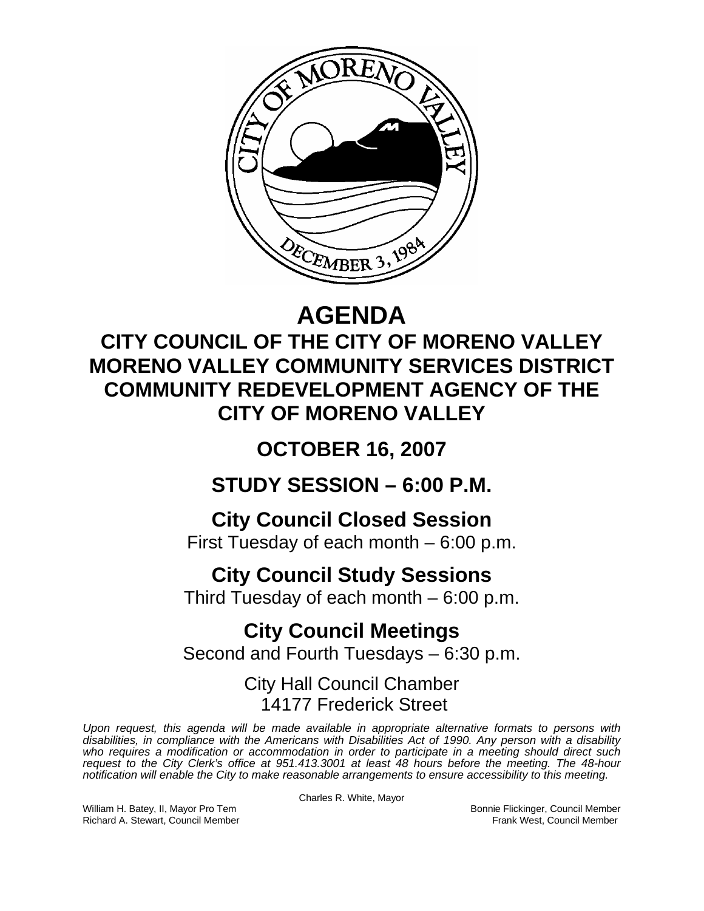# AGENDA

## CITY COUNCIL OF THE CITY OF MORENO VALLEY
## MORENO VALLEY COMMUNITY SERVICES DISTRICT
## COMMUNITY REDEVELOPMENT AGENCY OF THE CITY OF MORENO VALLEY

## OCTOBER 16, 2007

## STUDY SESSION – 6:00 P.M.

### City Council Closed Session
First Tuesday of each month – 6:00 p.m.

### City Council Study Sessions
Third Tuesday of each month – 6:00 p.m.

### City Council Meetings
Second and Fourth Tuesdays – 6:30 p.m.

City Hall Council Chamber
14177 Frederick Street

*Upon request, this agenda will be made available in appropriate alternative formats to persons with disabilities, in compliance with the Americans with Disabilities Act of 1990. Any person with a disability who requires a modification or accommodation in order to participate in a meeting should direct such request to the City Clerk's office at 951.413.3001 at least 48 hours before the meeting. The 48-hour notification will enable the City to make reasonable arrangements to ensure accessibility to this meeting.*

Charles R. White, Mayor

William H. Batey, II, Mayor Pro Tem
Bonnie Flickinger, Council Member
Richard A. Stewart, Council Member
Frank West, Council Member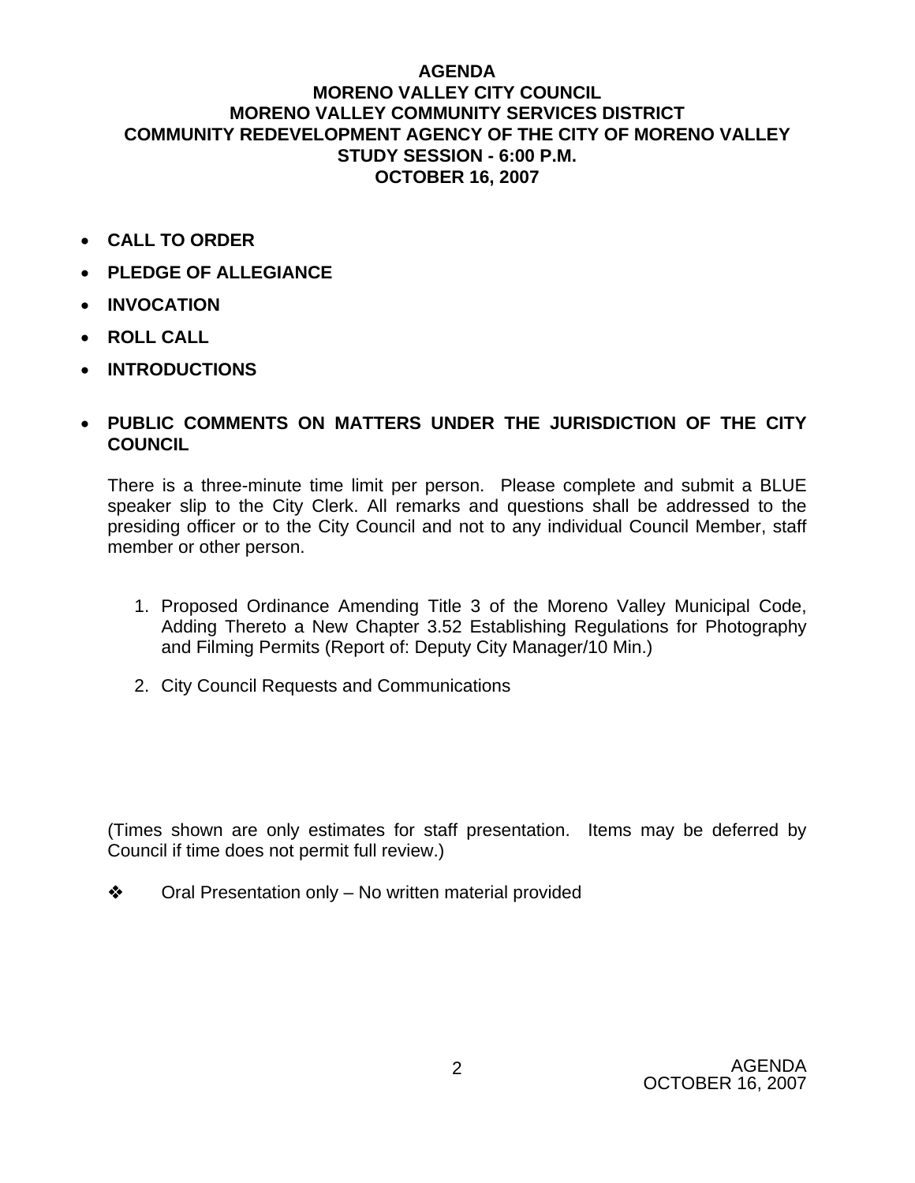# AGENDA
## MORENO VALLEY CITY COUNCIL
## MORENO VALLEY COMMUNITY SERVICES DISTRICT
## COMMUNITY REDEVELOPMENT AGENCY OF THE CITY OF MORENO VALLEY
## STUDY SESSION - 6:00 P.M.
## OCTOBER 16, 2007

- **CALL TO ORDER**
- **PLEDGE OF ALLEGIANCE**
- **INVOCATION**
- **ROLL CALL**
- **INTRODUCTIONS**
- **PUBLIC COMMENTS ON MATTERS UNDER THE JURISDICTION OF THE CITY COUNCIL**

There is a three-minute time limit per person. Please complete and submit a BLUE speaker slip to the City Clerk. All remarks and questions shall be addressed to the presiding officer or to the City Council and not to any individual Council Member, staff member or other person.

1. Proposed Ordinance Amending Title 3 of the Moreno Valley Municipal Code, Adding Thereto a New Chapter 3.52 Establishing Regulations for Photography and Filming Permits (Report of: Deputy City Manager/10 Min.)
2. City Council Requests and Communications

(Times shown are only estimates for staff presentation. Items may be deferred by Council if time does not permit full review.)

❖ Oral Presentation only – No written material provided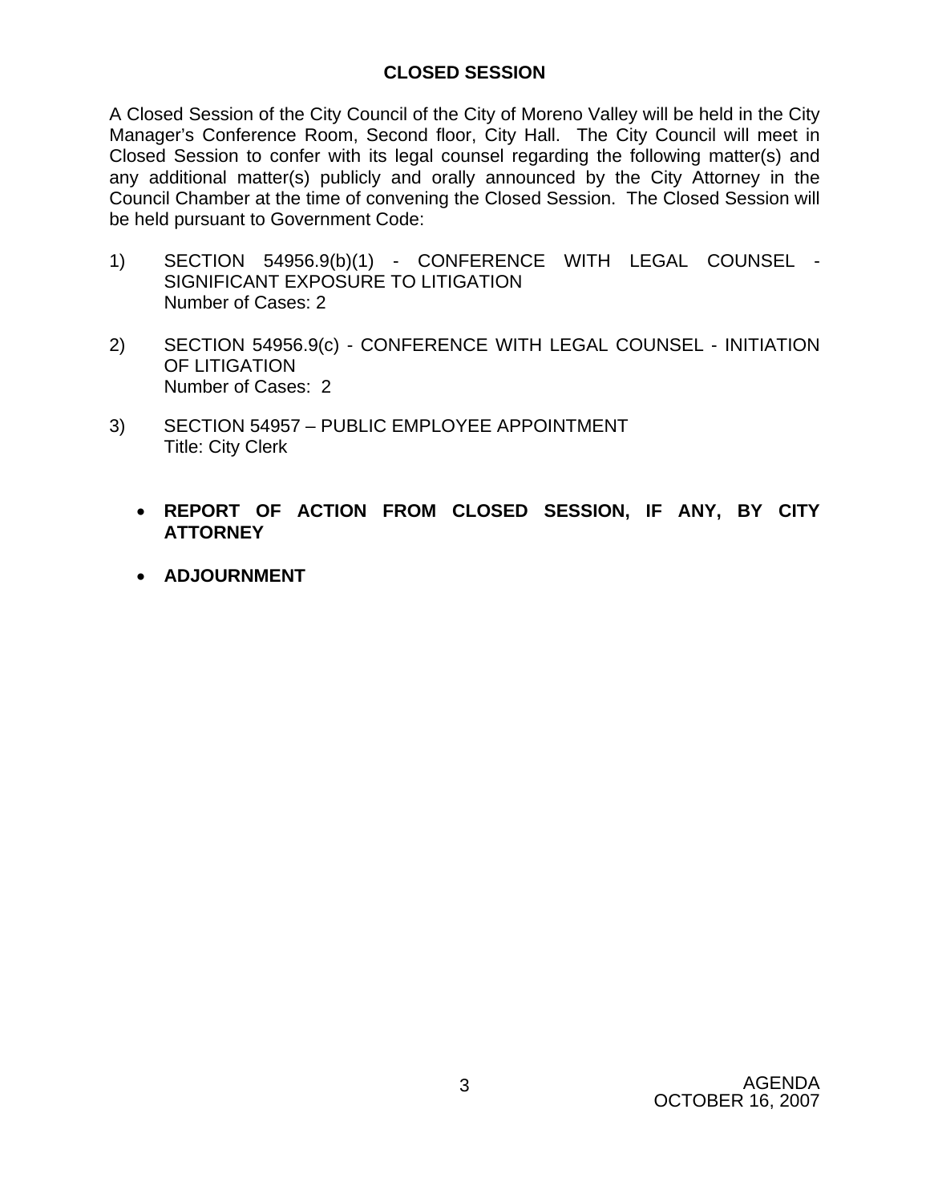## CLOSED SESSION

A Closed Session of the City Council of the City of Moreno Valley will be held in the City Manager's Conference Room, Second floor, City Hall. The City Council will meet in Closed Session to confer with its legal counsel regarding the following matter(s) and any additional matter(s) publicly and orally announced by the City Attorney in the Council Chamber at the time of convening the Closed Session. The Closed Session will be held pursuant to Government Code:

1) SECTION 54956.9(b)(1) - CONFERENCE WITH LEGAL COUNSEL - SIGNIFICANT EXPOSURE TO LITIGATION
   Number of Cases: 2

2) SECTION 54956.9(c) - CONFERENCE WITH LEGAL COUNSEL - INITIATION OF LITIGATION
   Number of Cases: 2

3) SECTION 54957 – PUBLIC EMPLOYEE APPOINTMENT
   Title: City Clerk

- **REPORT OF ACTION FROM CLOSED SESSION, IF ANY, BY CITY ATTORNEY**

- **ADJOURNMENT**